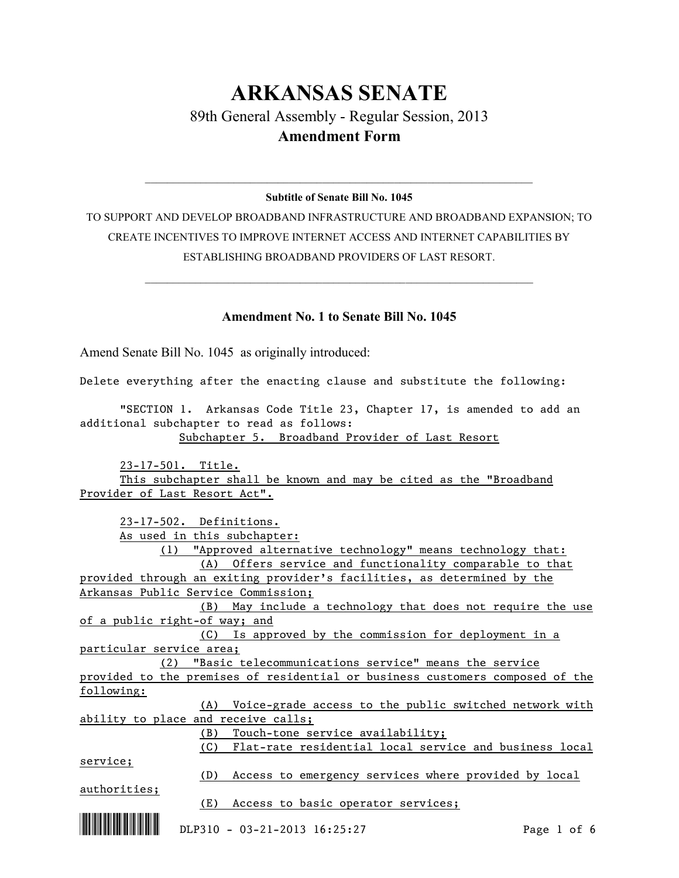# ARKANSAS SENATE

## 89th General Assembly - Regular Session, 2013

## Amendment Form

**Subtitle of Senate Bill No. 1045**

TO SUPPORT AND DEVELOP BROADBAND INFRASTRUCTURE AND BROADBAND EXPANSION; TO CREATE INCENTIVES TO IMPROVE INTERNET ACCESS AND INTERNET CAPABILITIES BY ESTABLISHING BROADBAND PROVIDERS OF LAST RESORT.

### Amendment No. 1 to Senate Bill No. 1045

Amend Senate Bill No. 1045 as originally introduced:

Delete everything after the enacting clause and substitute the following:

"SECTION 1. Arkansas Code Title 23, Chapter 17, is amended to add an additional subchapter to read as follows:

Subchapter 5. Broadband Provider of Last Resort

23-17-501. Title.

This subchapter shall be known and may be cited as the "Broadband Provider of Last Resort Act".

23-17-502. Definitions.

As used in this subchapter:

(1) "Approved alternative technology" means technology that:

(A) Offers service and functionality comparable to that provided through an exiting provider's facilities, as determined by the Arkansas Public Service Commission;

(B) May include a technology that does not require the use of a public right-of way; and

(C) Is approved by the commission for deployment in a particular service area;

(2) "Basic telecommunications service" means the service provided to the premises of residential or business customers composed of the following:

(A) Voice-grade access to the public switched network with ability to place and receive calls;

(B) Touch-tone service availability;

(C) Flat-rate residential local service and business local service;

(D) Access to emergency services where provided by local authorities;

(E) Access to basic operator services;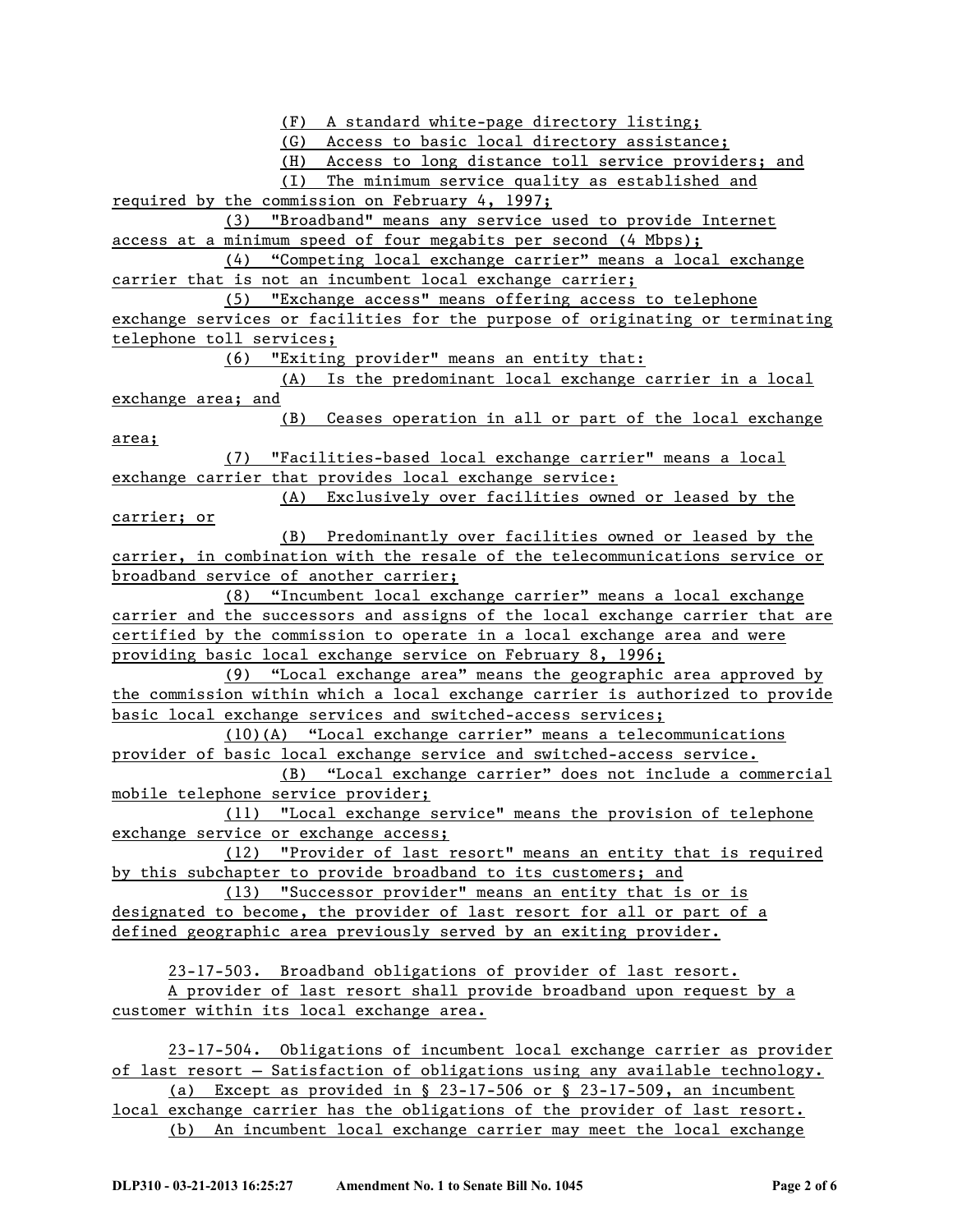(F) A standard white-page directory listing;

(G) Access to basic local directory assistance;

(H) Access to long distance toll service providers; and

(I) The minimum service quality as established and required by the commission on February 4, 1997;

(3) "Broadband" means any service used to provide Internet access at a minimum speed of four megabits per second (4 Mbps);

(4) "Competing local exchange carrier" means a local exchange carrier that is not an incumbent local exchange carrier;

(5) "Exchange access" means offering access to telephone exchange services or facilities for the purpose of originating or terminating telephone toll services;

(6) "Exiting provider" means an entity that:

(A) Is the predominant local exchange carrier in a local exchange area; and

(B) Ceases operation in all or part of the local exchange area;

(7) "Facilities-based local exchange carrier" means a local exchange carrier that provides local exchange service:

(A) Exclusively over facilities owned or leased by the carrier; or

(B) Predominantly over facilities owned or leased by the carrier, in combination with the resale of the telecommunications service or broadband service of another carrier;

(8) "Incumbent local exchange carrier" means a local exchange carrier and the successors and assigns of the local exchange carrier that are certified by the commission to operate in a local exchange area and were providing basic local exchange service on February 8, 1996;

(9) "Local exchange area" means the geographic area approved by the commission within which a local exchange carrier is authorized to provide basic local exchange services and switched-access services;

(10)(A) "Local exchange carrier" means a telecommunications provider of basic local exchange service and switched-access service.

(B) "Local exchange carrier" does not include a commercial mobile telephone service provider;

(11) "Local exchange service" means the provision of telephone exchange service or exchange access;

(12) "Provider of last resort" means an entity that is required by this subchapter to provide broadband to its customers; and

(13) "Successor provider" means an entity that is or is designated to become, the provider of last resort for all or part of a defined geographic area previously served by an exiting provider.

23-17-503. Broadband obligations of provider of last resort.

A provider of last resort shall provide broadband upon request by a customer within its local exchange area.

23-17-504. Obligations of incumbent local exchange carrier as provider of last resort — Satisfaction of obligations using any available technology.

(a) Except as provided in § 23-17-506 or § 23-17-509, an incumbent local exchange carrier has the obligations of the provider of last resort.

(b) An incumbent local exchange carrier may meet the local exchange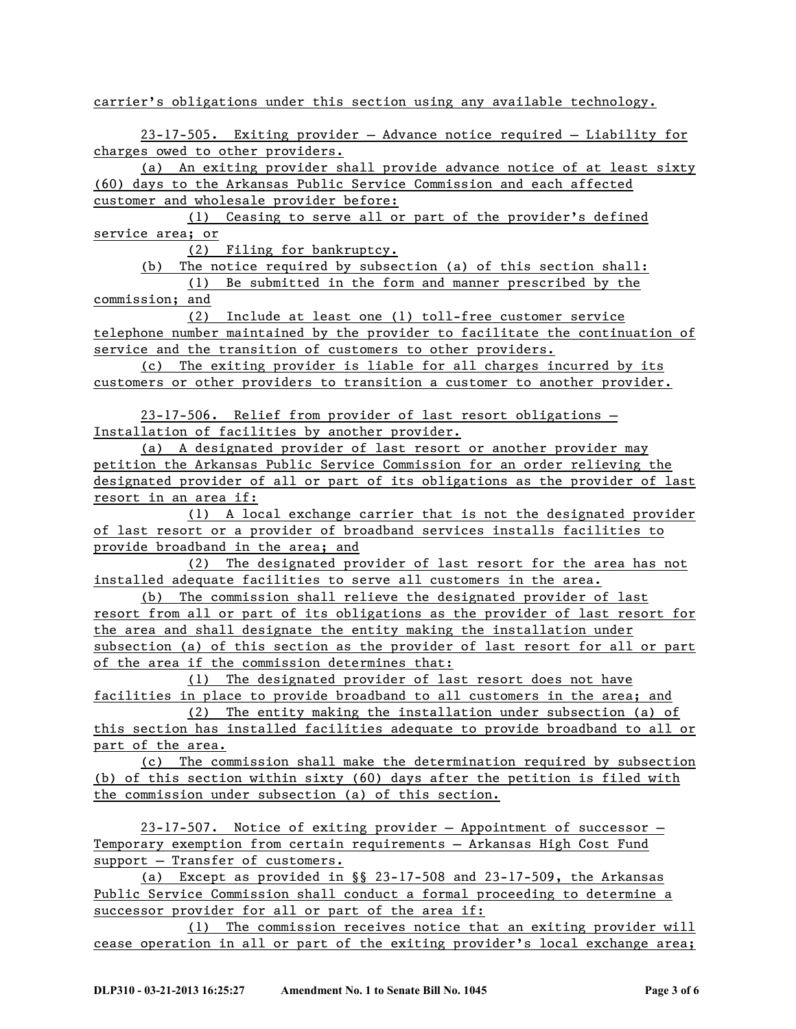carrier's obligations under this section using any available technology.

23-17-505. Exiting provider — Advance notice required — Liability for charges owed to other providers.

(a) An exiting provider shall provide advance notice of at least sixty (60) days to the Arkansas Public Service Commission and each affected customer and wholesale provider before:

(1) Ceasing to serve all or part of the provider's defined service area; or

(2) Filing for bankruptcy.

(b) The notice required by subsection (a) of this section shall:

(1) Be submitted in the form and manner prescribed by the commission; and

(2) Include at least one (1) toll-free customer service telephone number maintained by the provider to facilitate the continuation of service and the transition of customers to other providers.

(c) The exiting provider is liable for all charges incurred by its customers or other providers to transition a customer to another provider.

23-17-506. Relief from provider of last resort obligations — Installation of facilities by another provider.

(a) A designated provider of last resort or another provider may petition the Arkansas Public Service Commission for an order relieving the designated provider of all or part of its obligations as the provider of last resort in an area if:

(1) A local exchange carrier that is not the designated provider of last resort or a provider of broadband services installs facilities to provide broadband in the area; and

(2) The designated provider of last resort for the area has not installed adequate facilities to serve all customers in the area.

(b) The commission shall relieve the designated provider of last resort from all or part of its obligations as the provider of last resort for the area and shall designate the entity making the installation under subsection (a) of this section as the provider of last resort for all or part of the area if the commission determines that:

(1) The designated provider of last resort does not have facilities in place to provide broadband to all customers in the area; and

(2) The entity making the installation under subsection (a) of this section has installed facilities adequate to provide broadband to all or part of the area.

(c) The commission shall make the determination required by subsection (b) of this section within sixty (60) days after the petition is filed with the commission under subsection (a) of this section.

23-17-507. Notice of exiting provider — Appointment of successor — Temporary exemption from certain requirements — Arkansas High Cost Fund support — Transfer of customers.

(a) Except as provided in §§ 23-17-508 and 23-17-509, the Arkansas Public Service Commission shall conduct a formal proceeding to determine a successor provider for all or part of the area if:

(1) The commission receives notice that an exiting provider will cease operation in all or part of the exiting provider's local exchange area;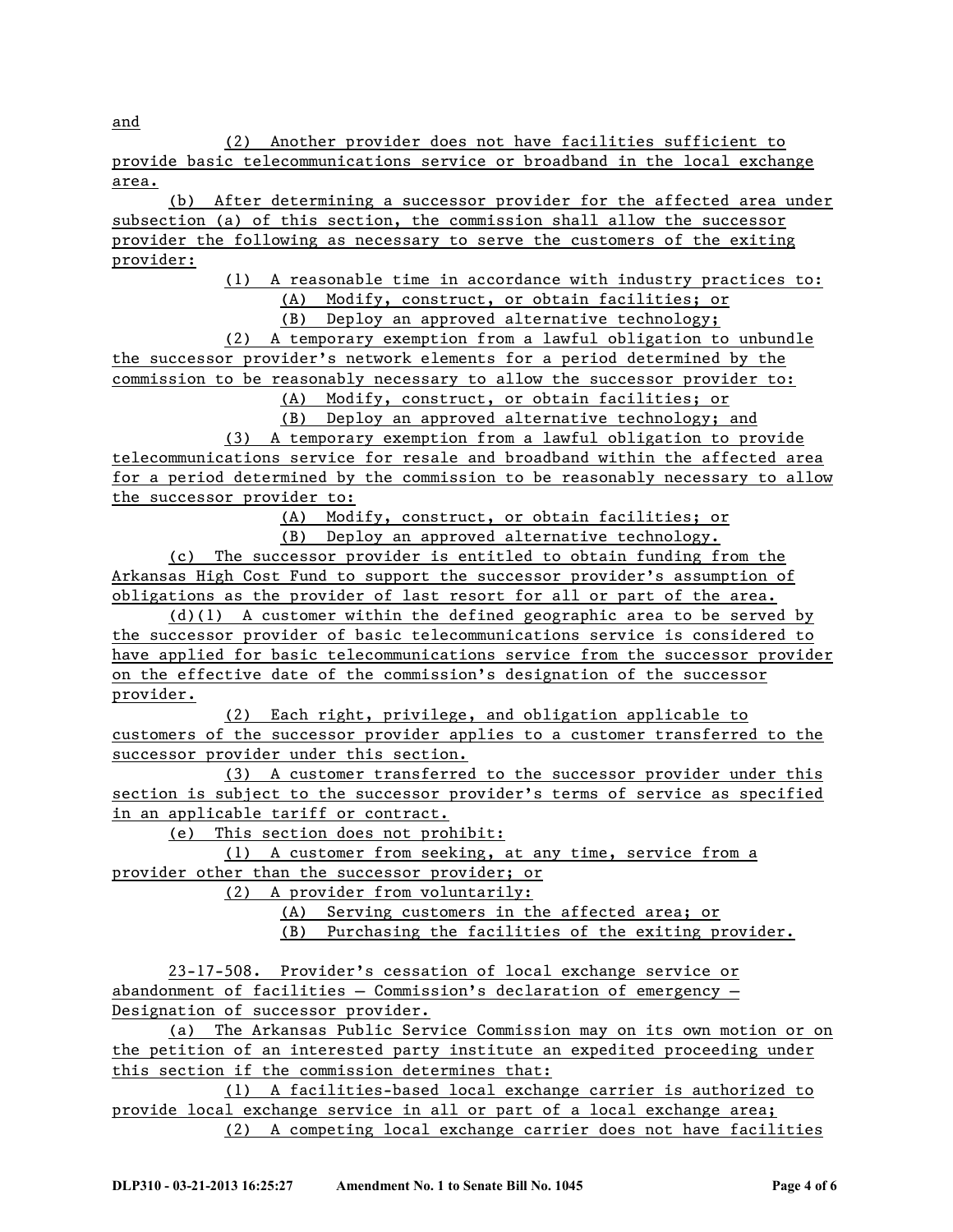and

(2) Another provider does not have facilities sufficient to provide basic telecommunications service or broadband in the local exchange area.

(b) After determining a successor provider for the affected area under subsection (a) of this section, the commission shall allow the successor provider the following as necessary to serve the customers of the exiting provider:

(1) A reasonable time in accordance with industry practices to:

(A) Modify, construct, or obtain facilities; or

(B) Deploy an approved alternative technology;

(2) A temporary exemption from a lawful obligation to unbundle the successor provider's network elements for a period determined by the commission to be reasonably necessary to allow the successor provider to:

(A) Modify, construct, or obtain facilities; or

(B) Deploy an approved alternative technology; and

(3) A temporary exemption from a lawful obligation to provide telecommunications service for resale and broadband within the affected area for a period determined by the commission to be reasonably necessary to allow the successor provider to:

(A) Modify, construct, or obtain facilities; or

(B) Deploy an approved alternative technology.

(c) The successor provider is entitled to obtain funding from the Arkansas High Cost Fund to support the successor provider's assumption of obligations as the provider of last resort for all or part of the area.

(d)(1) A customer within the defined geographic area to be served by the successor provider of basic telecommunications service is considered to have applied for basic telecommunications service from the successor provider on the effective date of the commission's designation of the successor provider.

(2) Each right, privilege, and obligation applicable to customers of the successor provider applies to a customer transferred to the successor provider under this section.

(3) A customer transferred to the successor provider under this section is subject to the successor provider's terms of service as specified in an applicable tariff or contract.

(e) This section does not prohibit:

(1) A customer from seeking, at any time, service from a provider other than the successor provider; or

(2) A provider from voluntarily:

(A) Serving customers in the affected area; or

(B) Purchasing the facilities of the exiting provider.

23-17-508. Provider's cessation of local exchange service or abandonment of facilities – Commission's declaration of emergency – Designation of successor provider.

(a) The Arkansas Public Service Commission may on its own motion or on the petition of an interested party institute an expedited proceeding under this section if the commission determines that:

(1) A facilities-based local exchange carrier is authorized to provide local exchange service in all or part of a local exchange area;

(2) A competing local exchange carrier does not have facilities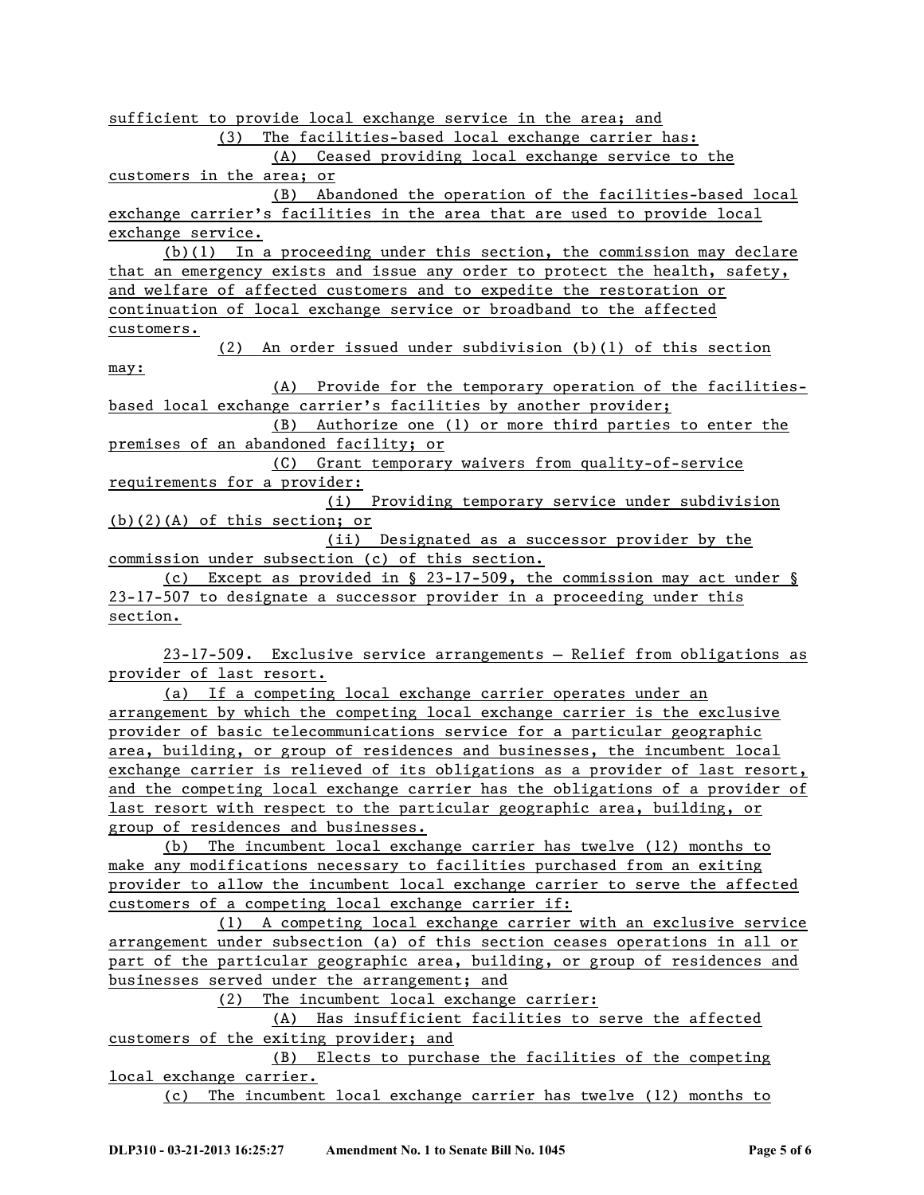sufficient to provide local exchange service in the area; and

(3) The facilities-based local exchange carrier has:

(A) Ceased providing local exchange service to the customers in the area; or

(B) Abandoned the operation of the facilities-based local exchange carrier's facilities in the area that are used to provide local exchange service.

(b)(1) In a proceeding under this section, the commission may declare that an emergency exists and issue any order to protect the health, safety, and welfare of affected customers and to expedite the restoration or continuation of local exchange service or broadband to the affected customers.

(2) An order issued under subdivision (b)(1) of this section may:

(A) Provide for the temporary operation of the facilities-based local exchange carrier's facilities by another provider;

(B) Authorize one (1) or more third parties to enter the premises of an abandoned facility; or

(C) Grant temporary waivers from quality-of-service requirements for a provider:

(i) Providing temporary service under subdivision (b)(2)(A) of this section; or

(ii) Designated as a successor provider by the commission under subsection (c) of this section.

(c) Except as provided in § 23-17-509, the commission may act under § 23-17-507 to designate a successor provider in a proceeding under this section.

23-17-509. Exclusive service arrangements — Relief from obligations as provider of last resort.

(a) If a competing local exchange carrier operates under an arrangement by which the competing local exchange carrier is the exclusive provider of basic telecommunications service for a particular geographic area, building, or group of residences and businesses, the incumbent local exchange carrier is relieved of its obligations as a provider of last resort, and the competing local exchange carrier has the obligations of a provider of last resort with respect to the particular geographic area, building, or group of residences and businesses.

(b) The incumbent local exchange carrier has twelve (12) months to make any modifications necessary to facilities purchased from an exiting provider to allow the incumbent local exchange carrier to serve the affected customers of a competing local exchange carrier if:

(1) A competing local exchange carrier with an exclusive service arrangement under subsection (a) of this section ceases operations in all or part of the particular geographic area, building, or group of residences and businesses served under the arrangement; and

(2) The incumbent local exchange carrier:

(A) Has insufficient facilities to serve the affected customers of the exiting provider; and

(B) Elects to purchase the facilities of the competing local exchange carrier.

(c) The incumbent local exchange carrier has twelve (12) months to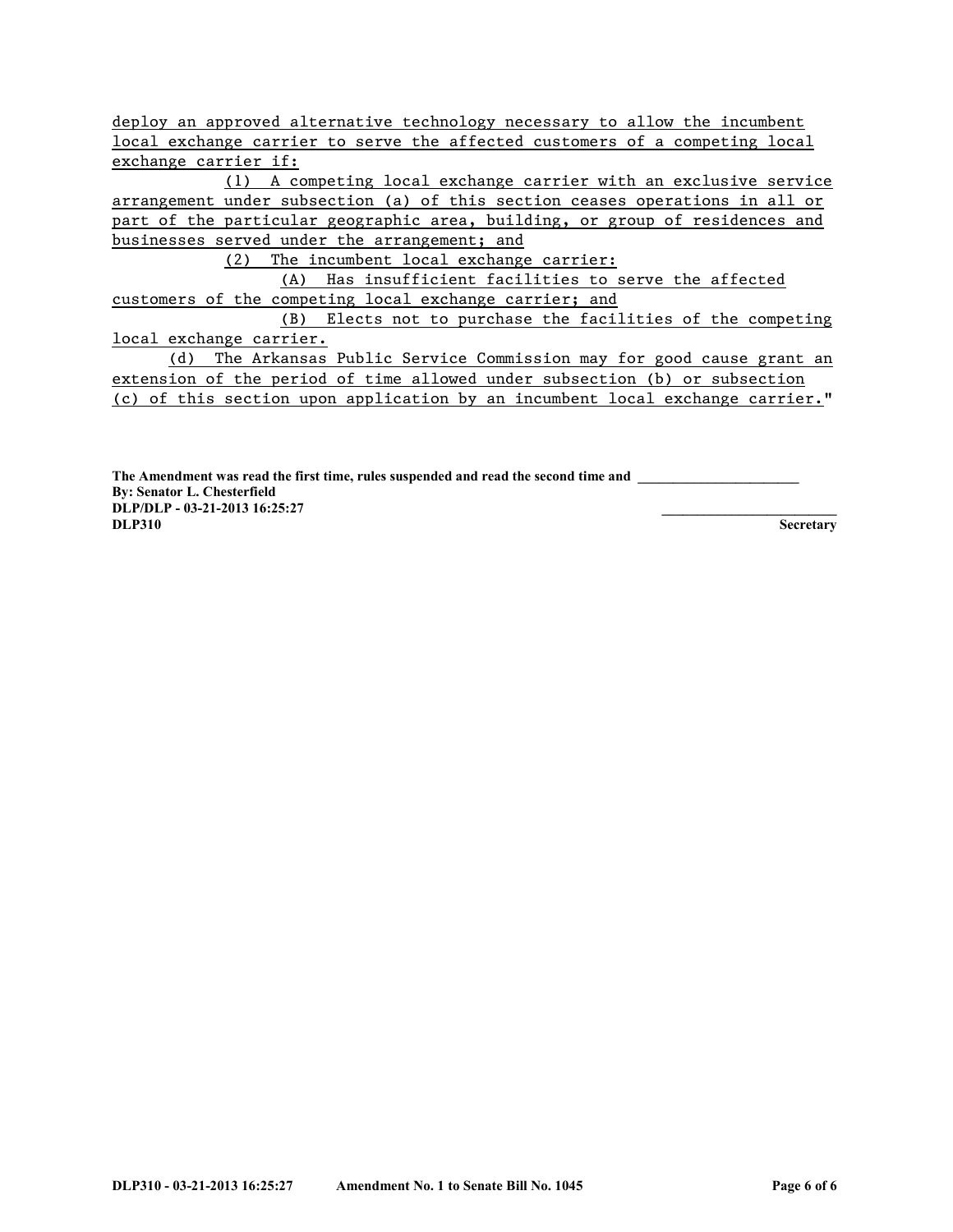deploy an approved alternative technology necessary to allow the incumbent local exchange carrier to serve the affected customers of a competing local exchange carrier if:

(1) A competing local exchange carrier with an exclusive service arrangement under subsection (a) of this section ceases operations in all or part of the particular geographic area, building, or group of residences and businesses served under the arrangement; and

(2) The incumbent local exchange carrier:

(A) Has insufficient facilities to serve the affected customers of the competing local exchange carrier; and

(B) Elects not to purchase the facilities of the competing local exchange carrier.

(d) The Arkansas Public Service Commission may for good cause grant an extension of the period of time allowed under subsection (b) or subsection (c) of this section upon application by an incumbent local exchange carrier."

**The Amendment was read the first time, rules suspended and read the second time and \_\_\_\_\_\_\_\_\_\_\_\_\_\_\_\_\_\_\_\_\_\_**
**By: Senator L. Chesterfield**
**DLP/DLP - 03-21-2013 16:25:27**
**DLP310**

\_\_\_\_\_\_\_\_\_\_\_\_\_\_\_\_\_\_\_\_\_\_\_\_
**Secretary**